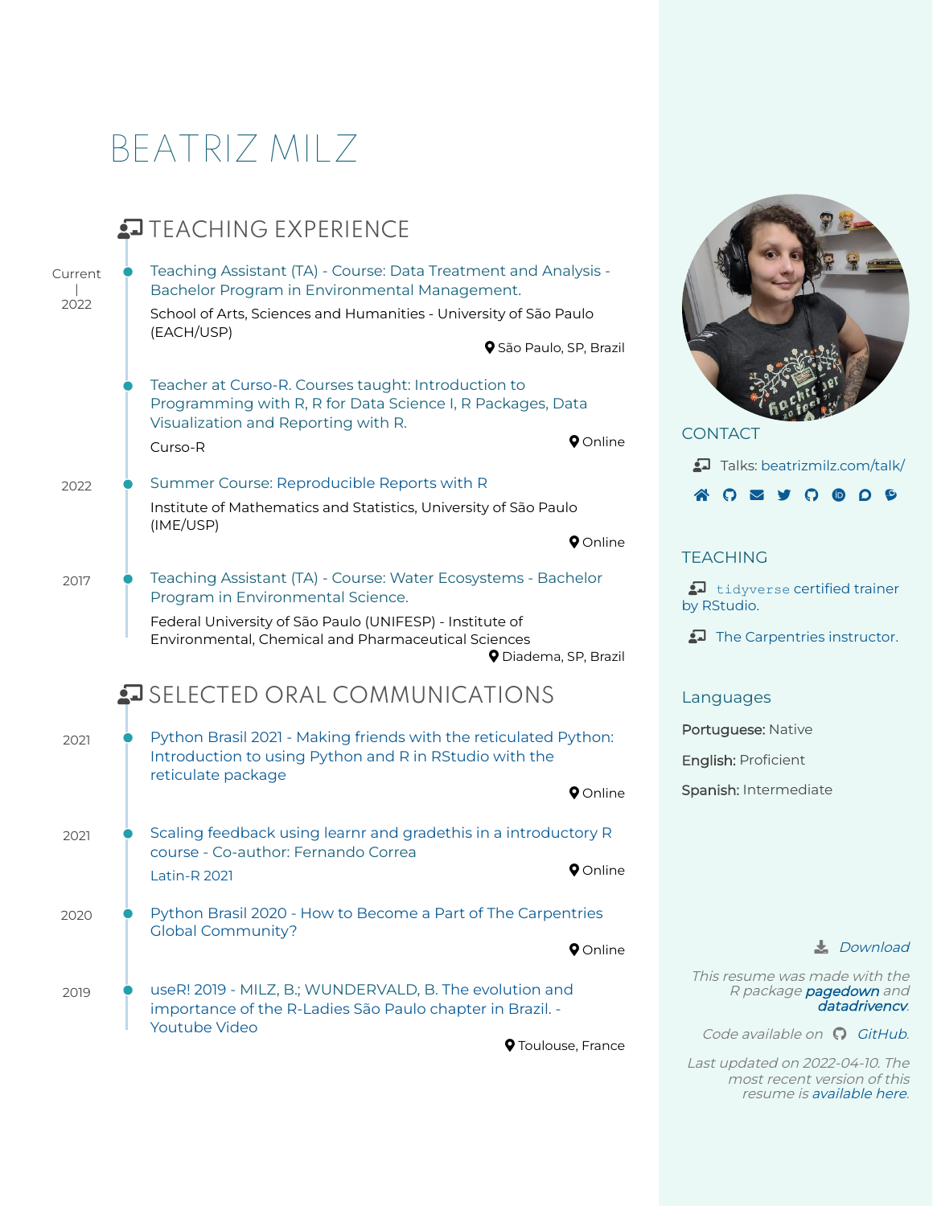# BEATRIZ MILZ

## TEACHING EXPERIENCE

Current | 2022

### Teaching Assistant (TA) - Course: Data Treatment and Analysis - Bachelor Program in Environmental Management.

School of Arts, Sciences and Humanities - University of São Paulo (EACH/USP)

São Paulo, SP, Brazil

### Teacher at Curso-R. Courses taught: Introduction to Programming with R, R for Data Science I, R Packages, Data Visualization and Reporting with R.

Curso-R

Online

2022

### Summer Course: Reproducible Reports with R

Institute of Mathematics and Statistics, University of São Paulo (IME/USP)

Online

2017

### Teaching Assistant (TA) - Course: Water Ecosystems - Bachelor Program in Environmental Science.

Federal University of São Paulo (UNIFESP) - Institute of Environmental, Chemical and Pharmaceutical Sciences

Diadema, SP, Brazil

## SELECTED ORAL COMMUNICATIONS

2021

### Python Brasil 2021 - Making friends with the reticulated Python: Introduction to using Python and R in RStudio with the reticulate package

Online

2021

### Scaling feedback using learnr and gradethis in a introductory R course - Co-author: Fernando Correa

Latin-R 2021

Online

2020

### Python Brasil 2020 - How to Become a Part of The Carpentries Global Community?

Online

2019

### useR! 2019 - MILZ, B.; WUNDERVALD, B. The evolution and importance of the R-Ladies São Paulo chapter in Brazil. - Youtube Video

Toulouse, France

## CONTACT

Talks: beatrizmilz.com/talk/

## TEACHING

`tidyverse` certified trainer by RStudio.

The Carpentries instructor.

## Languages

**Portuguese:** Native

**English:** Proficient

**Spanish:** Intermediate

*Download*

*This resume was made with the R package **pagedown** and **datadrivencv**.*

*Code available on GitHub.*

*Last updated on 2022-04-10. The most recent version of this resume is available here.*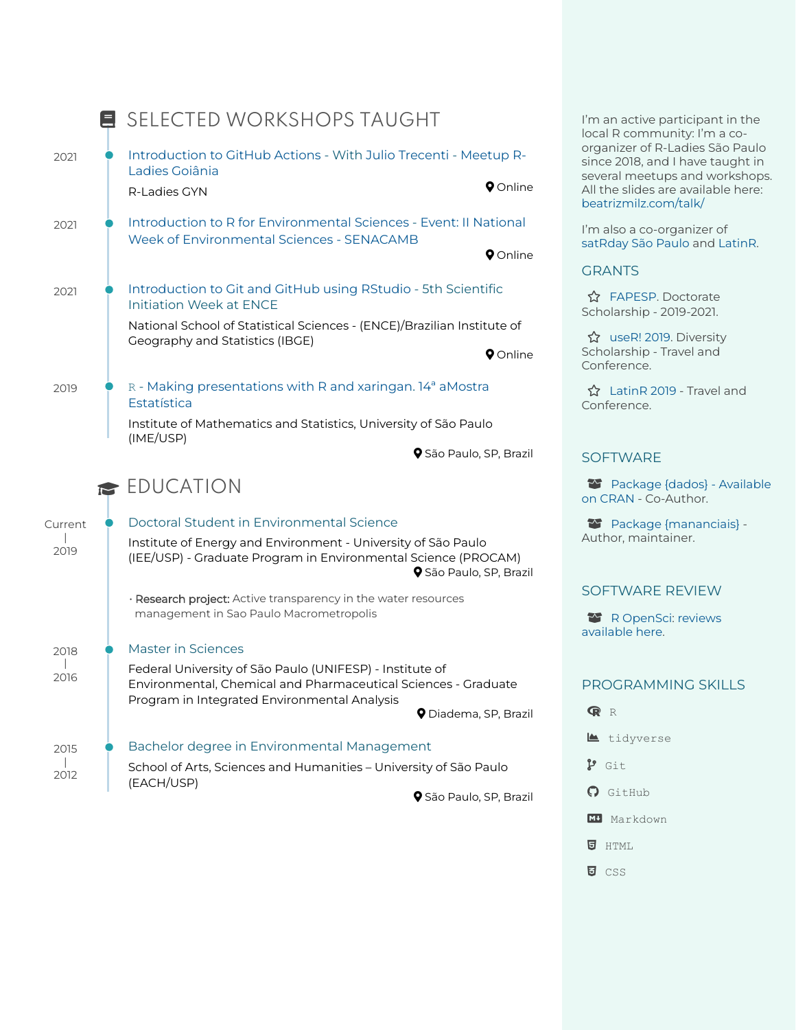## SELECTED WORKSHOPS TAUGHT

**2021**

Introduction to GitHub Actions - With Julio Trecenti - Meetup R-Ladies Goiânia

R-Ladies GYN

Online

**2021**

Introduction to R for Environmental Sciences - Event: II National Week of Environmental Sciences - SENACAMB

Online

**2021**

Introduction to Git and GitHub using RStudio - 5th Scientific Initiation Week at ENCE

National School of Statistical Sciences - (ENCE)/Brazilian Institute of Geography and Statistics (IBGE)

Online

**2019**

R - Making presentations with R and xaringan. 14ª aMostra Estatística

Institute of Mathematics and Statistics, University of São Paulo (IME/USP)

São Paulo, SP, Brazil

## EDUCATION

**Current | 2019**

Doctoral Student in Environmental Science

Institute of Energy and Environment - University of São Paulo (IEE/USP) - Graduate Program in Environmental Science (PROCAM)

São Paulo, SP, Brazil

- **Research project:** Active transparency in the water resources management in Sao Paulo Macrometropolis

**2018 | 2016**

Master in Sciences

Federal University of São Paulo (UNIFESP) - Institute of Environmental, Chemical and Pharmaceutical Sciences - Graduate Program in Integrated Environmental Analysis

Diadema, SP, Brazil

**2015 | 2012**

Bachelor degree in Environmental Management

School of Arts, Sciences and Humanities – University of São Paulo (EACH/USP)

São Paulo, SP, Brazil

---

I'm an active participant in the local R community: I'm a co-organizer of R-Ladies São Paulo since 2018, and I have taught in several meetups and workshops. All the slides are available here: beatrizmilz.com/talk/

I'm also a co-organizer of satRday São Paulo and LatinR.

## GRANTS

- FAPESP. Doctorate Scholarship - 2019-2021.
- useR! 2019. Diversity Scholarship - Travel and Conference.
- LatinR 2019 - Travel and Conference.

## SOFTWARE

- Package {dados} - Available on CRAN - Co-Author.
- Package {mananciais} - Author, maintainer.

## SOFTWARE REVIEW

- R OpenSci: reviews available here.

## PROGRAMMING SKILLS

- `R`
- `tidyverse`
- `Git`
- `GitHub`
- `Markdown`
- `HTML`
- `CSS`